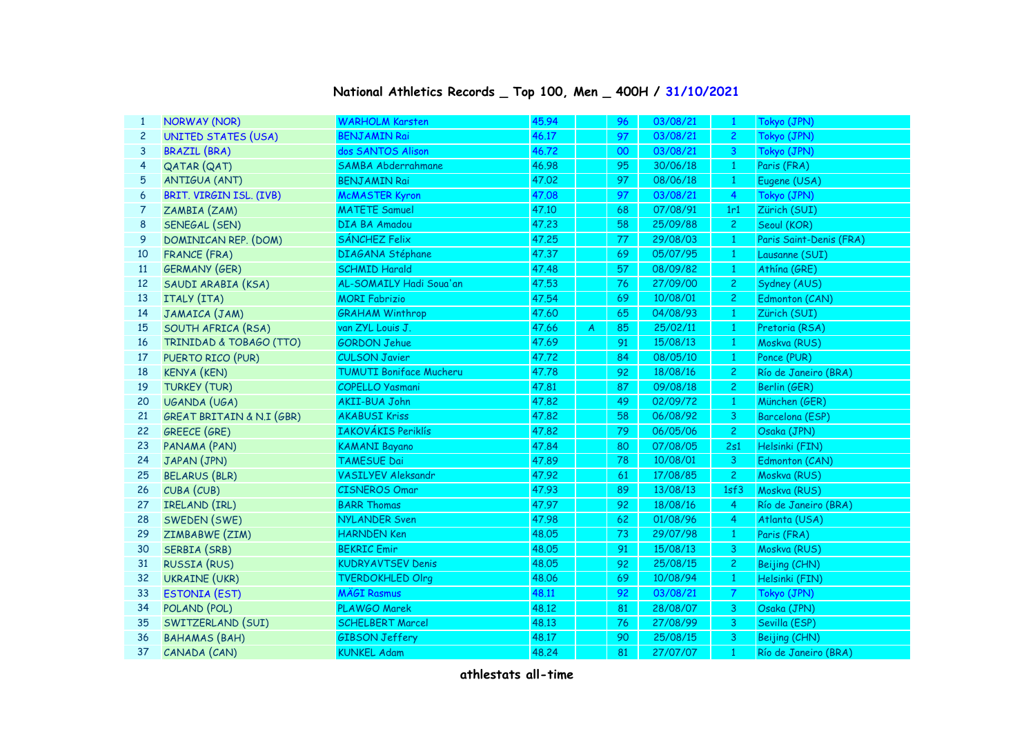# National Athletics Records _ Top 100, Men _ 400H / 31/10/2021

| | | | | | | | | |
|---|---|---|---|---|---|---|---|---|
| 1 | NORWAY (NOR) | WARHOLM Karsten | 45.94 | | 96 | 03/08/21 | 1 | Tokyo (JPN) |
| 2 | UNITED STATES (USA) | BENJAMIN Rai | 46.17 | | 97 | 03/08/21 | 2 | Tokyo (JPN) |
| 3 | BRAZIL (BRA) | dos SANTOS Alison | 46.72 | | 00 | 03/08/21 | 3 | Tokyo (JPN) |
| 4 | QATAR (QAT) | SAMBA Abderrahmane | 46.98 | | 95 | 30/06/18 | 1 | Paris (FRA) |
| 5 | ANTIGUA (ANT) | BENJAMIN Rai | 47.02 | | 97 | 08/06/18 | 1 | Eugene (USA) |
| 6 | BRIT. VIRGIN ISL. (IVB) | McMASTER Kyron | 47.08 | | 97 | 03/08/21 | 4 | Tokyo (JPN) |
| 7 | ZAMBIA (ZAM) | MATETE Samuel | 47.10 | | 68 | 07/08/91 | 1r1 | Zürich (SUI) |
| 8 | SENEGAL (SEN) | DIA BA Amadou | 47.23 | | 58 | 25/09/88 | 2 | Seoul (KOR) |
| 9 | DOMINICAN REP. (DOM) | SÁNCHEZ Felix | 47.25 | | 77 | 29/08/03 | 1 | Paris Saint-Denis (FRA) |
| 10 | FRANCE (FRA) | DIAGANA Stéphane | 47.37 | | 69 | 05/07/95 | 1 | Lausanne (SUI) |
| 11 | GERMANY (GER) | SCHMID Harald | 47.48 | | 57 | 08/09/82 | 1 | Athína (GRE) |
| 12 | SAUDI ARABIA (KSA) | AL-SOMAILY Hadi Soua'an | 47.53 | | 76 | 27/09/00 | 2 | Sydney (AUS) |
| 13 | ITALY (ITA) | MORI Fabrizio | 47.54 | | 69 | 10/08/01 | 2 | Edmonton (CAN) |
| 14 | JAMAICA (JAM) | GRAHAM Winthrop | 47.60 | | 65 | 04/08/93 | 1 | Zürich (SUI) |
| 15 | SOUTH AFRICA (RSA) | van ZYL Louis J. | 47.66 | A | 85 | 25/02/11 | 1 | Pretoria (RSA) |
| 16 | TRINIDAD & TOBAGO (TTO) | GORDON Jehue | 47.69 | | 91 | 15/08/13 | 1 | Moskva (RUS) |
| 17 | PUERTO RICO (PUR) | CULSON Javier | 47.72 | | 84 | 08/05/10 | 1 | Ponce (PUR) |
| 18 | KENYA (KEN) | TUMUTI Boniface Mucheru | 47.78 | | 92 | 18/08/16 | 2 | Río de Janeiro (BRA) |
| 19 | TURKEY (TUR) | COPELLO Yasmani | 47.81 | | 87 | 09/08/18 | 2 | Berlin (GER) |
| 20 | UGANDA (UGA) | AKII-BUA John | 47.82 | | 49 | 02/09/72 | 1 | München (GER) |
| 21 | GREAT BRITAIN & N.I (GBR) | AKABUSI Kriss | 47.82 | | 58 | 06/08/92 | 3 | Barcelona (ESP) |
| 22 | GREECE (GRE) | IAKOVÁKIS Periklís | 47.82 | | 79 | 06/05/06 | 2 | Osaka (JPN) |
| 23 | PANAMA (PAN) | KAMANI Bayano | 47.84 | | 80 | 07/08/05 | 2s1 | Helsinki (FIN) |
| 24 | JAPAN (JPN) | TAMESUE Dai | 47.89 | | 78 | 10/08/01 | 3 | Edmonton (CAN) |
| 25 | BELARUS (BLR) | VASILYEV Aleksandr | 47.92 | | 61 | 17/08/85 | 2 | Moskva (RUS) |
| 26 | CUBA (CUB) | CISNEROS Omar | 47.93 | | 89 | 13/08/13 | 1sf3 | Moskva (RUS) |
| 27 | IRELAND (IRL) | BARR Thomas | 47.97 | | 92 | 18/08/16 | 4 | Río de Janeiro (BRA) |
| 28 | SWEDEN (SWE) | NYLANDER Sven | 47.98 | | 62 | 01/08/96 | 4 | Atlanta (USA) |
| 29 | ZIMBABWE (ZIM) | HARNDEN Ken | 48.05 | | 73 | 29/07/98 | 1 | Paris (FRA) |
| 30 | SERBIA (SRB) | BEKRIC Emir | 48.05 | | 91 | 15/08/13 | 3 | Moskva (RUS) |
| 31 | RUSSIA (RUS) | KUDRYAVTSEV Denis | 48.05 | | 92 | 25/08/15 | 2 | Beijing (CHN) |
| 32 | UKRAINE (UKR) | TVERDOKHLED Olrg | 48.06 | | 69 | 10/08/94 | 1 | Helsinki (FIN) |
| 33 | ESTONIA (EST) | MÄGI Rasmus | 48.11 | | 92 | 03/08/21 | 7 | Tokyo (JPN) |
| 34 | POLAND (POL) | PLAWGO Marek | 48.12 | | 81 | 28/08/07 | 3 | Osaka (JPN) |
| 35 | SWITZERLAND (SUI) | SCHELBERT Marcel | 48.13 | | 76 | 27/08/99 | 3 | Sevilla (ESP) |
| 36 | BAHAMAS (BAH) | GIBSON Jeffery | 48.17 | | 90 | 25/08/15 | 3 | Beijing (CHN) |
| 37 | CANADA (CAN) | KUNKEL Adam | 48.24 | | 81 | 27/07/07 | 1 | Río de Janeiro (BRA) |

**athlestats all-time**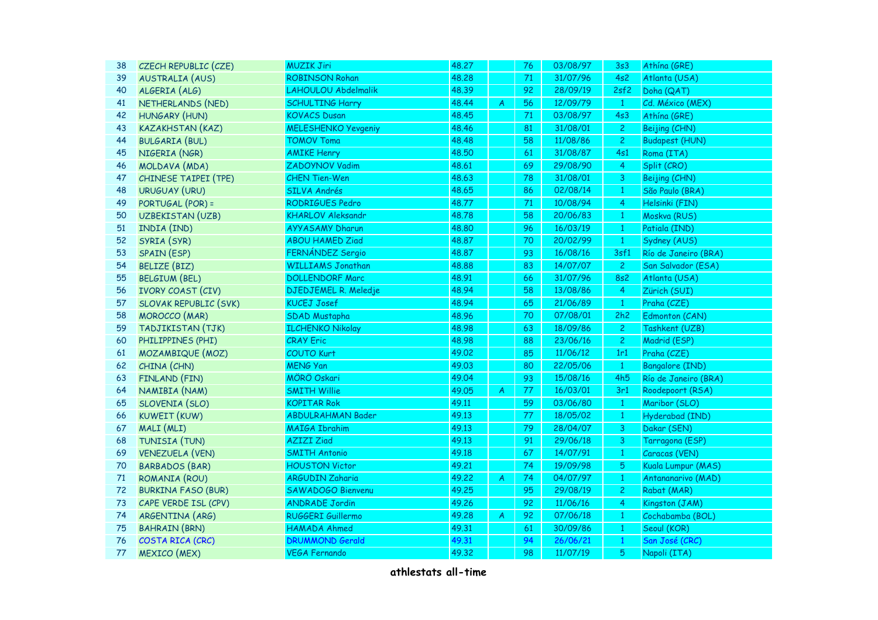| | | | | | | | | |
|---|---|---|---|---|---|---|---|---|
| 38 | CZECH REPUBLIC (CZE) | MUZIK Jiri | 48.27 | | 76 | 03/08/97 | 3s3 | Athína (GRE) |
| 39 | AUSTRALIA (AUS) | ROBINSON Rohan | 48.28 | | 71 | 31/07/96 | 4s2 | Atlanta (USA) |
| 40 | ALGERIA (ALG) | LAHOULOU Abdelmalik | 48.39 | | 92 | 28/09/19 | 2sf2 | Doha (QAT) |
| 41 | NETHERLANDS (NED) | SCHULTING Harry | 48.44 | A | 56 | 12/09/79 | 1 | Cd. México (MEX) |
| 42 | HUNGARY (HUN) | KOVACS Dusan | 48.45 | | 71 | 03/08/97 | 4s3 | Athína (GRE) |
| 43 | KAZAKHSTAN (KAZ) | MELESHENKO Yevgeniy | 48.46 | | 81 | 31/08/01 | 2 | Beijing (CHN) |
| 44 | BULGARIA (BUL) | TOMOV Toma | 48.48 | | 58 | 11/08/86 | 2 | Budapest (HUN) |
| 45 | NIGERIA (NGR) | AMIKE Henry | 48.50 | | 61 | 31/08/87 | 4s1 | Roma (ITA) |
| 46 | MOLDAVA (MDA) | ZADOYNOV Vadim | 48.61 | | 69 | 29/08/90 | 4 | Split (CRO) |
| 47 | CHINESE TAIPEI (TPE) | CHEN Tien-Wen | 48.63 | | 78 | 31/08/01 | 3 | Beijing (CHN) |
| 48 | URUGUAY (URU) | SILVA Andrés | 48.65 | | 86 | 02/08/14 | 1 | São Paulo (BRA) |
| 49 | PORTUGAL (POR) = | RODRIGUES Pedro | 48.77 | | 71 | 10/08/94 | 4 | Helsinki (FIN) |
| 50 | UZBEKISTAN (UZB) | KHARLOV Aleksandr | 48.78 | | 58 | 20/06/83 | 1 | Moskva (RUS) |
| 51 | INDIA (IND) | AYYASAMY Dharun | 48.80 | | 96 | 16/03/19 | 1 | Patiala (IND) |
| 52 | SYRIA (SYR) | ABOU HAMED Ziad | 48.87 | | 70 | 20/02/99 | 1 | Sydney (AUS) |
| 53 | SPAIN (ESP) | FERNÁNDEZ Sergio | 48.87 | | 93 | 16/08/16 | 3sf1 | Río de Janeiro (BRA) |
| 54 | BELIZE (BIZ) | WILLIAMS Jonathan | 48.88 | | 83 | 14/07/07 | 2 | San Salvador (ESA) |
| 55 | BELGIUM (BEL) | DOLLENDORF Marc | 48.91 | | 66 | 31/07/96 | 8s2 | Atlanta (USA) |
| 56 | IVORY COAST (CIV) | DJEDJEMEL R. Meledje | 48.94 | | 58 | 13/08/86 | 4 | Zürich (SUI) |
| 57 | SLOVAK REPUBLIC (SVK) | KUCEJ Josef | 48.94 | | 65 | 21/06/89 | 1 | Praha (CZE) |
| 58 | MOROCCO (MAR) | SDAD Mustapha | 48.96 | | 70 | 07/08/01 | 2h2 | Edmonton (CAN) |
| 59 | TADJIKISTAN (TJK) | ILCHENKO Nikolay | 48.98 | | 63 | 18/09/86 | 2 | Tashkent (UZB) |
| 60 | PHILIPPINES (PHI) | CRAY Eric | 48.98 | | 88 | 23/06/16 | 2 | Madrid (ESP) |
| 61 | MOZAMBIQUE (MOZ) | COUTO Kurt | 49.02 | | 85 | 11/06/12 | 1r1 | Praha (CZE) |
| 62 | CHINA (CHN) | MENG Yan | 49.03 | | 80 | 22/05/06 | 1 | Bangalore (IND) |
| 63 | FINLAND (FIN) | MÖRÖ Oskari | 49.04 | | 93 | 15/08/16 | 4h5 | Río de Janeiro (BRA) |
| 64 | NAMIBIA (NAM) | SMITH Willie | 49.05 | A | 77 | 16/03/01 | 3r1 | Roodepoort (RSA) |
| 65 | SLOVENIA (SLO) | KOPITAR Rok | 49.11 | | 59 | 03/06/80 | 1 | Maribor (SLO) |
| 66 | KUWEIT (KUW) | ABDULRAHMAN Bader | 49.13 | | 77 | 18/05/02 | 1 | Hyderabad (IND) |
| 67 | MALI (MLI) | MAÏGA Ibrahim | 49.13 | | 79 | 28/04/07 | 3 | Dakar (SEN) |
| 68 | TUNISIA (TUN) | AZIZI Ziad | 49.13 | | 91 | 29/06/18 | 3 | Tarragona (ESP) |
| 69 | VENEZUELA (VEN) | SMITH Antonio | 49.18 | | 67 | 14/07/91 | 1 | Caracas (VEN) |
| 70 | BARBADOS (BAR) | HOUSTON Victor | 49.21 | | 74 | 19/09/98 | 5 | Kuala Lumpur (MAS) |
| 71 | ROMANIA (ROU) | ARGUDIN Zaharia | 49.22 | A | 74 | 04/07/97 | 1 | Antananarivo (MAD) |
| 72 | BURKINA FASO (BUR) | SAWADOGO Bienvenu | 49.25 | | 95 | 29/08/19 | 2 | Rabat (MAR) |
| 73 | CAPE VERDE ISL (CPV) | ANDRADE Jordin | 49.26 | | 92 | 11/06/16 | 4 | Kingston (JAM) |
| 74 | ARGENTINA (ARG) | RUGGERI Guillermo | 49.28 | A | 92 | 07/06/18 | 1 | Cochabamba (BOL) |
| 75 | BAHRAIN (BRN) | HAMADA Ahmed | 49.31 | | 61 | 30/09/86 | 1 | Seoul (KOR) |
| 76 | COSTA RICA (CRC) | DRUMMOND Gerald | 49.31 | | 94 | 26/06/21 | 1 | San José (CRC) |
| 77 | MEXICO (MEX) | VEGA Fernando | 49.32 | | 98 | 11/07/19 | 5 | Napoli (ITA) |

**athlestats all-time**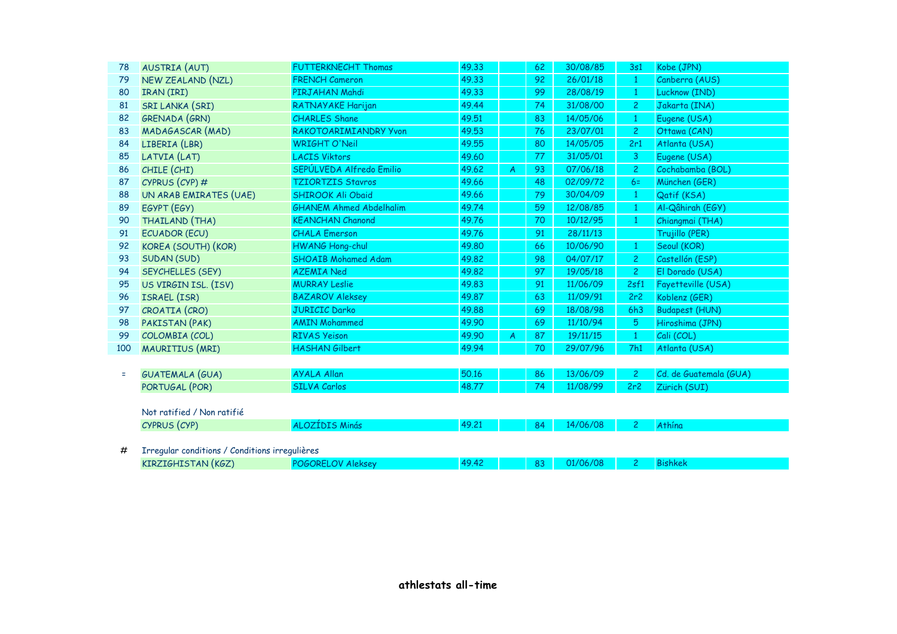| | | | | | | | | |
|---|---|---|---|---|---|---|---|---|
| 78 | AUSTRIA (AUT) | FUTTERKNECHT Thomas | 49.33 | | 62 | 30/08/85 | 3s1 | Kobe (JPN) |
| 79 | NEW ZEALAND (NZL) | FRENCH Cameron | 49.33 | | 92 | 26/01/18 | 1 | Canberra (AUS) |
| 80 | IRAN (IRI) | PIRJAHAN Mahdi | 49.33 | | 99 | 28/08/19 | 1 | Lucknow (IND) |
| 81 | SRI LANKA (SRI) | RATNAYAKE Harijan | 49.44 | | 74 | 31/08/00 | 2 | Jakarta (INA) |
| 82 | GRENADA (GRN) | CHARLES Shane | 49.51 | | 83 | 14/05/06 | 1 | Eugene (USA) |
| 83 | MADAGASCAR (MAD) | RAKOTOARIMIANDRY Yvon | 49.53 | | 76 | 23/07/01 | 2 | Ottawa (CAN) |
| 84 | LIBERIA (LBR) | WRIGHT O'Neil | 49.55 | | 80 | 14/05/05 | 2r1 | Atlanta (USA) |
| 85 | LATVIA (LAT) | LACIS Viktors | 49.60 | | 77 | 31/05/01 | 3 | Eugene (USA) |
| 86 | CHILE (CHI) | SEPÚLVEDA Alfredo Emilio | 49.62 | A | 93 | 07/06/18 | 2 | Cochabamba (BOL) |
| 87 | CYPRUS (CYP) # | TZIORTZIS Stavros | 49.66 | | 48 | 02/09/72 | 6= | München (GER) |
| 88 | UN ARAB EMIRATES (UAE) | SHIROOK Ali Obaid | 49.66 | | 79 | 30/04/09 | 1 | Qatif (KSA) |
| 89 | EGYPT (EGY) | GHANEM Ahmed Abdelhalim | 49.74 | | 59 | 12/08/85 | 1 | Al-Qâhirah (EGY) |
| 90 | THAILAND (THA) | KEANCHAN Chanond | 49.76 | | 70 | 10/12/95 | 1 | Chiangmai (THA) |
| 91 | ECUADOR (ECU) | CHALA Emerson | 49.76 | | 91 | 28/11/13 | | Trujillo (PER) |
| 92 | KOREA (SOUTH) (KOR) | HWANG Hong-chul | 49.80 | | 66 | 10/06/90 | 1 | Seoul (KOR) |
| 93 | SUDAN (SUD) | SHOAIB Mohamed Adam | 49.82 | | 98 | 04/07/17 | 2 | Castellón (ESP) |
| 94 | SEYCHELLES (SEY) | AZEMIA Ned | 49.82 | | 97 | 19/05/18 | 2 | El Dorado (USA) |
| 95 | US VIRGIN ISL. (ISV) | MURRAY Leslie | 49.83 | | 91 | 11/06/09 | 2sf1 | Fayetteville (USA) |
| 96 | ISRAEL (ISR) | BAZAROV Aleksey | 49.87 | | 63 | 11/09/91 | 2r2 | Koblenz (GER) |
| 97 | CROATIA (CRO) | JURICIC Darko | 49.88 | | 69 | 18/08/98 | 6h3 | Budapest (HUN) |
| 98 | PAKISTAN (PAK) | AMIN Mohammed | 49.90 | | 69 | 11/10/94 | 5 | Hiroshima (JPN) |
| 99 | COLOMBIA (COL) | RIVAS Yeison | 49.90 | A | 87 | 19/11/15 | 1 | Cali (COL) |
| 100 | MAURITIUS (MRI) | HASHAN Gilbert | 49.94 | | 70 | 29/07/96 | 7h1 | Atlanta (USA) |
| | | | | | | | | |
| = | GUATEMALA (GUA) | AYALA Allan | 50.16 | | 86 | 13/06/09 | 2 | Cd. de Guatemala (GUA) |
| | PORTUGAL (POR) | SILVA Carlos | 48.77 | | 74 | 11/08/99 | 2r2 | Zürich (SUI) |
| | | | | | | | | |
| | Not ratified / Non ratifié | | | | | | | |
| | CYPRUS (CYP) | ALOZÍDIS Minás | 49.21 | | 84 | 14/06/08 | 2 | Athína |
| | | | | | | | | |
| # | Irregular conditions / Conditions irregulières | | | | | | | |
| | KIRZIGHISTAN (KGZ) | POGORELOV Aleksey | 49.42 | | 83 | 01/06/08 | 2 | Bishkek |